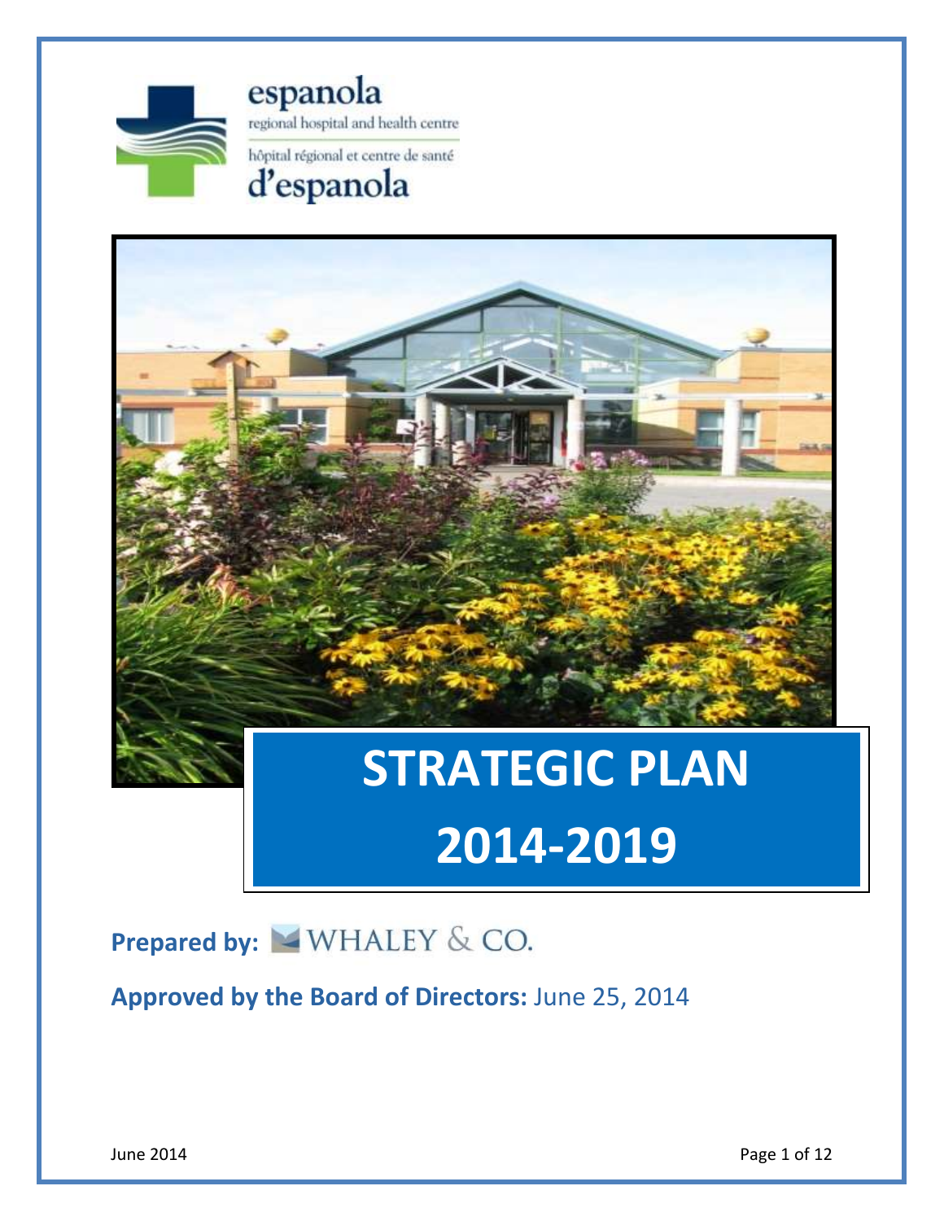espanola
regional hospital and health centre
hôpital régional et centre de santé
d'espanola

# STRATEGIC PLAN 2014-2019

**Prepared by:** WHALEY & CO.

**Approved by the Board of Directors:** June 25, 2014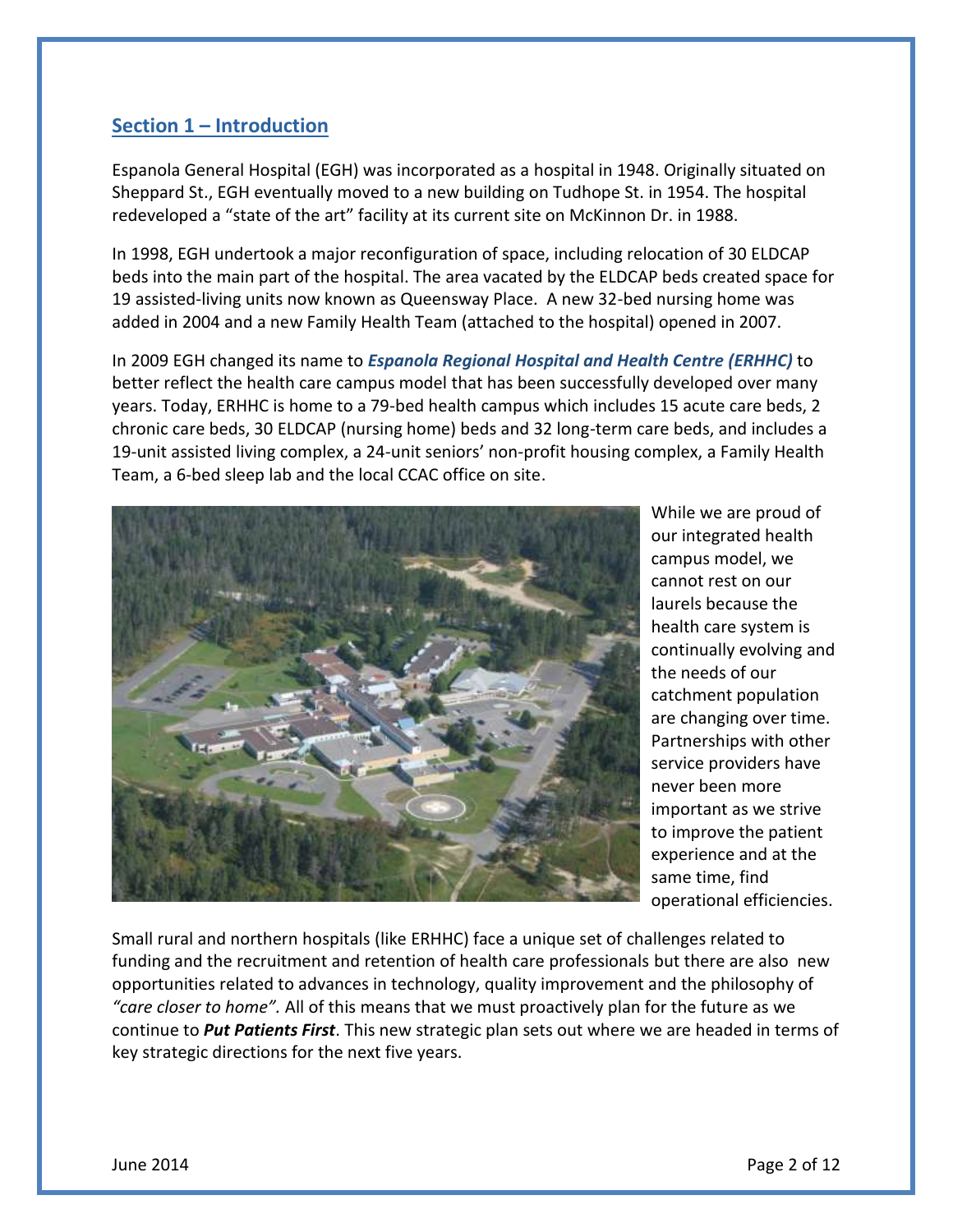## Section 1 – Introduction

Espanola General Hospital (EGH) was incorporated as a hospital in 1948. Originally situated on Sheppard St., EGH eventually moved to a new building on Tudhope St. in 1954. The hospital redeveloped a "state of the art" facility at its current site on McKinnon Dr. in 1988.

In 1998, EGH undertook a major reconfiguration of space, including relocation of 30 ELDCAP beds into the main part of the hospital. The area vacated by the ELDCAP beds created space for 19 assisted-living units now known as Queensway Place. A new 32-bed nursing home was added in 2004 and a new Family Health Team (attached to the hospital) opened in 2007.

In 2009 EGH changed its name to ***Espanola Regional Hospital and Health Centre (ERHHC)*** to better reflect the health care campus model that has been successfully developed over many years. Today, ERHHC is home to a 79-bed health campus which includes 15 acute care beds, 2 chronic care beds, 30 ELDCAP (nursing home) beds and 32 long-term care beds, and includes a 19-unit assisted living complex, a 24-unit seniors' non-profit housing complex, a Family Health Team, a 6-bed sleep lab and the local CCAC office on site.

While we are proud of our integrated health campus model, we cannot rest on our laurels because the health care system is continually evolving and the needs of our catchment population are changing over time. Partnerships with other service providers have never been more important as we strive to improve the patient experience and at the same time, find operational efficiencies.

Small rural and northern hospitals (like ERHHC) face a unique set of challenges related to funding and the recruitment and retention of health care professionals but there are also new opportunities related to advances in technology, quality improvement and the philosophy of *"care closer to home".* All of this means that we must proactively plan for the future as we continue to ***Put Patients First***. This new strategic plan sets out where we are headed in terms of key strategic directions for the next five years.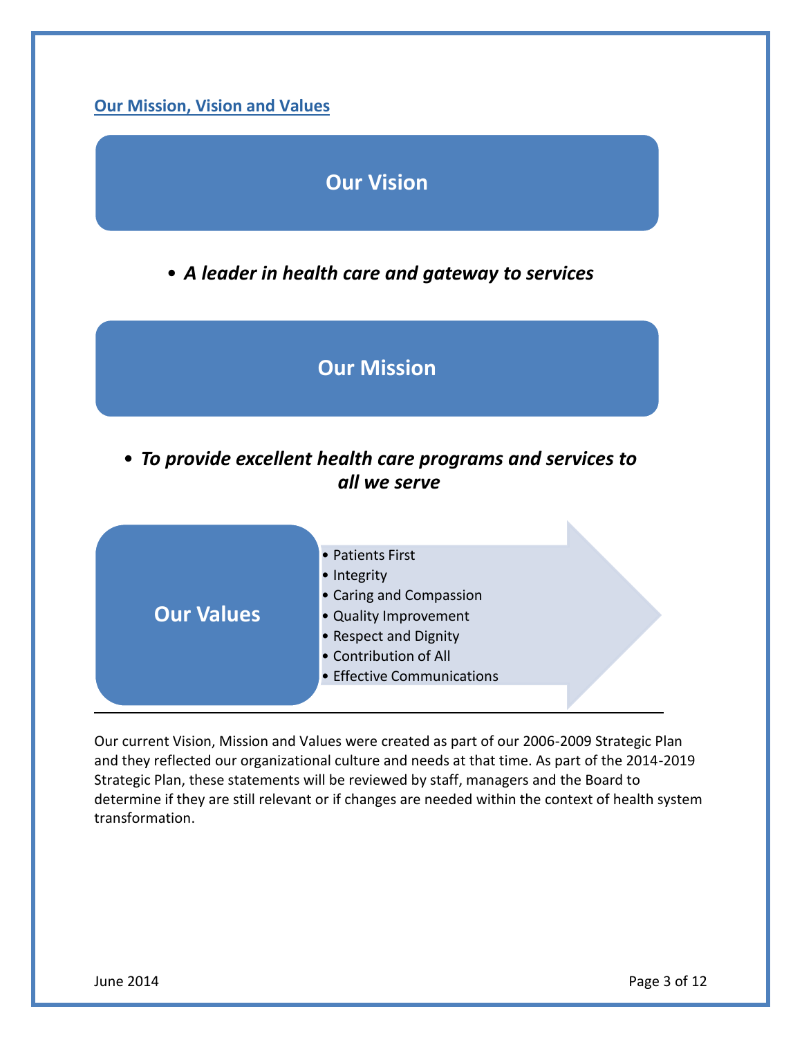## Our Mission, Vision and Values

### Our Vision

- ***A leader in health care and gateway to services***

### Our Mission

- ***To provide excellent health care programs and services to all we serve***

### Our Values

- Patients First
- Integrity
- Caring and Compassion
- Quality Improvement
- Respect and Dignity
- Contribution of All
- Effective Communications

---

Our current Vision, Mission and Values were created as part of our 2006-2009 Strategic Plan and they reflected our organizational culture and needs at that time. As part of the 2014-2019 Strategic Plan, these statements will be reviewed by staff, managers and the Board to determine if they are still relevant or if changes are needed within the context of health system transformation.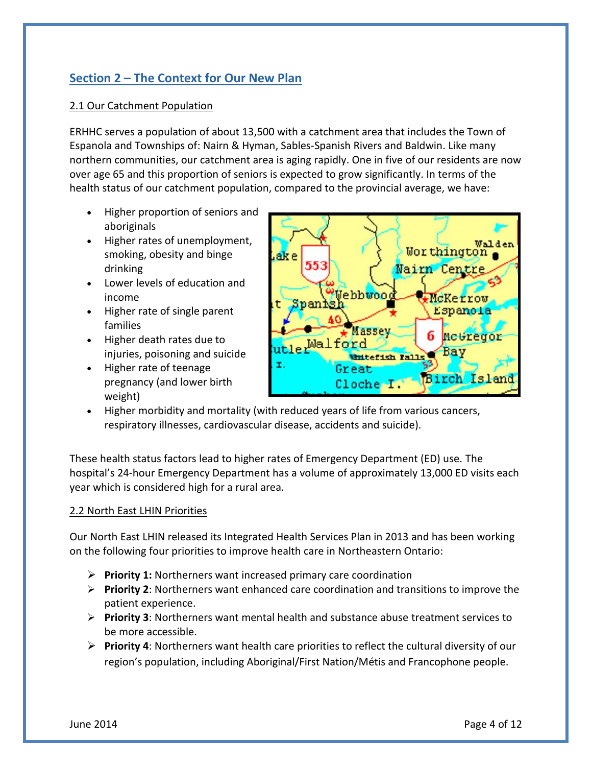## Section 2 – The Context for Our New Plan

### 2.1 Our Catchment Population

ERHHC serves a population of about 13,500 with a catchment area that includes the Town of Espanola and Townships of: Nairn & Hyman, Sables-Spanish Rivers and Baldwin. Like many northern communities, our catchment area is aging rapidly. One in five of our residents are now over age 65 and this proportion of seniors is expected to grow significantly. In terms of the health status of our catchment population, compared to the provincial average, we have:

- Higher proportion of seniors and aboriginals
- Higher rates of unemployment, smoking, obesity and binge drinking
- Lower levels of education and income
- Higher rate of single parent families
- Higher death rates due to injuries, poisoning and suicide
- Higher rate of teenage pregnancy (and lower birth weight)
- Higher morbidity and mortality (with reduced years of life from various cancers, respiratory illnesses, cardiovascular disease, accidents and suicide).

These health status factors lead to higher rates of Emergency Department (ED) use. The hospital's 24-hour Emergency Department has a volume of approximately 13,000 ED visits each year which is considered high for a rural area.

### 2.2 North East LHIN Priorities

Our North East LHIN released its Integrated Health Services Plan in 2013 and has been working on the following four priorities to improve health care in Northeastern Ontario:

- **Priority 1:** Northerners want increased primary care coordination
- **Priority 2**: Northerners want enhanced care coordination and transitions to improve the patient experience.
- **Priority 3**: Northerners want mental health and substance abuse treatment services to be more accessible.
- **Priority 4**: Northerners want health care priorities to reflect the cultural diversity of our region's population, including Aboriginal/First Nation/Métis and Francophone people.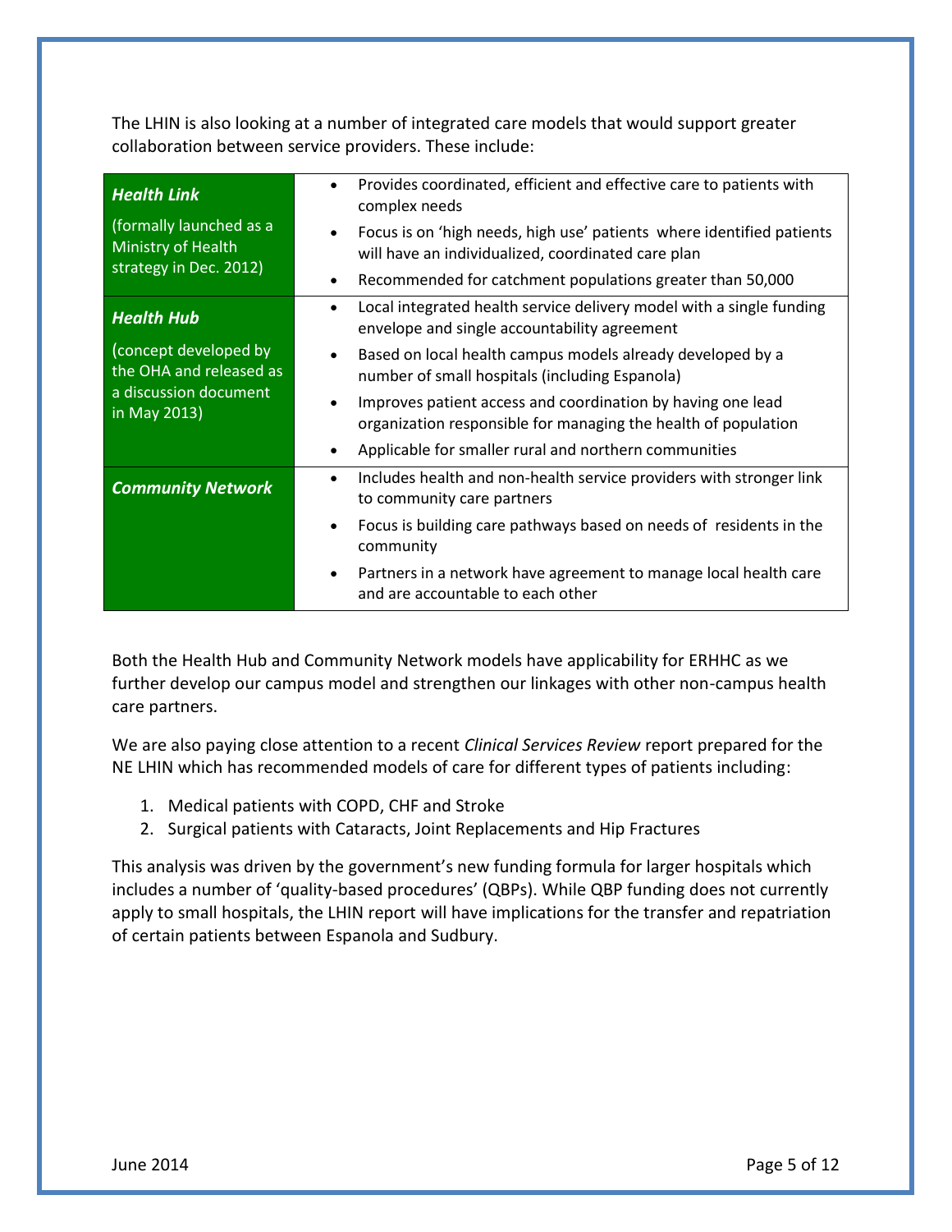The LHIN is also looking at a number of integrated care models that would support greater collaboration between service providers. These include:

| Model | Description |
|---|---|
| ***Health Link*** (formally launched as a Ministry of Health strategy in Dec. 2012) | • Provides coordinated, efficient and effective care to patients with complex needs<br>• Focus is on 'high needs, high use' patients where identified patients will have an individualized, coordinated care plan<br>• Recommended for catchment populations greater than 50,000 |
| ***Health Hub*** (concept developed by the OHA and released as a discussion document in May 2013) | • Local integrated health service delivery model with a single funding envelope and single accountability agreement<br>• Based on local health campus models already developed by a number of small hospitals (including Espanola)<br>• Improves patient access and coordination by having one lead organization responsible for managing the health of population<br>• Applicable for smaller rural and northern communities |
| ***Community Network*** | • Includes health and non-health service providers with stronger link to community care partners<br>• Focus is building care pathways based on needs of residents in the community<br>• Partners in a network have agreement to manage local health care and are accountable to each other |

Both the Health Hub and Community Network models have applicability for ERHHC as we further develop our campus model and strengthen our linkages with other non-campus health care partners.

We are also paying close attention to a recent *Clinical Services Review* report prepared for the NE LHIN which has recommended models of care for different types of patients including:

1. Medical patients with COPD, CHF and Stroke
2. Surgical patients with Cataracts, Joint Replacements and Hip Fractures

This analysis was driven by the government's new funding formula for larger hospitals which includes a number of 'quality-based procedures' (QBPs). While QBP funding does not currently apply to small hospitals, the LHIN report will have implications for the transfer and repatriation of certain patients between Espanola and Sudbury.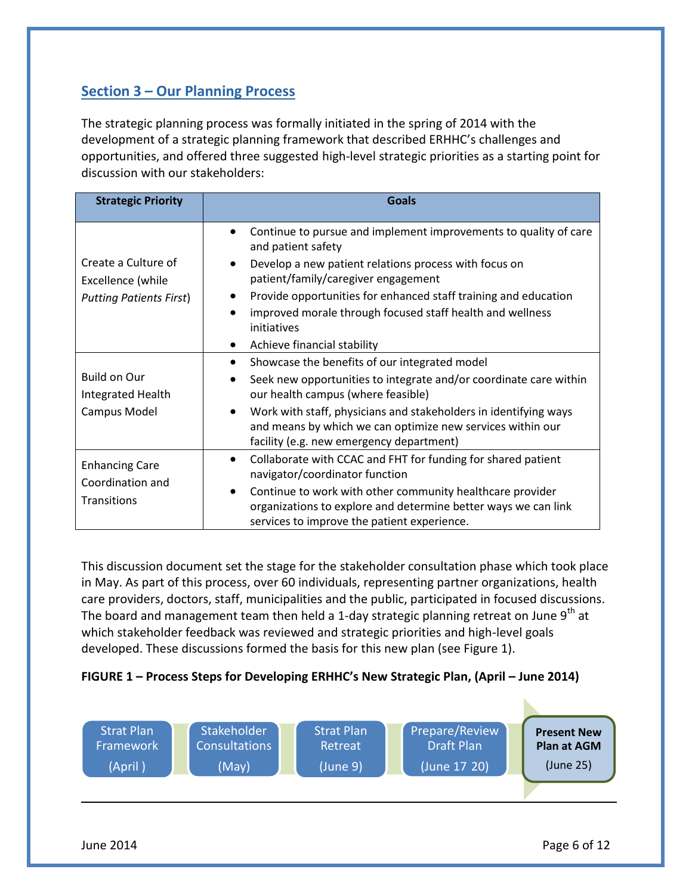## Section 3 – Our Planning Process

The strategic planning process was formally initiated in the spring of 2014 with the development of a strategic planning framework that described ERHHC's challenges and opportunities, and offered three suggested high-level strategic priorities as a starting point for discussion with our stakeholders:

| Strategic Priority | Goals |
|---|---|
| Create a Culture of Excellence (while *Putting Patients First*) | • Continue to pursue and implement improvements to quality of care and patient safety<br>• Develop a new patient relations process with focus on patient/family/caregiver engagement<br>• Provide opportunities for enhanced staff training and education<br>• improved morale through focused staff health and wellness initiatives<br>• Achieve financial stability |
| Build on Our Integrated Health Campus Model | • Showcase the benefits of our integrated model<br>• Seek new opportunities to integrate and/or coordinate care within our health campus (where feasible)<br>• Work with staff, physicians and stakeholders in identifying ways and means by which we can optimize new services within our facility (e.g. new emergency department) |
| Enhancing Care Coordination and Transitions | • Collaborate with CCAC and FHT for funding for shared patient navigator/coordinator function<br>• Continue to work with other community healthcare provider organizations to explore and determine better ways we can link services to improve the patient experience. |

This discussion document set the stage for the stakeholder consultation phase which took place in May. As part of this process, over 60 individuals, representing partner organizations, health care providers, doctors, staff, municipalities and the public, participated in focused discussions. The board and management team then held a 1-day strategic planning retreat on June 9th at which stakeholder feedback was reviewed and strategic priorities and high-level goals developed. These discussions formed the basis for this new plan (see Figure 1).

**FIGURE 1 – Process Steps for Developing ERHHC's New Strategic Plan, (April – June 2014)**

Strat Plan Framework (April) → Stakeholder Consultations (May) → Strat Plan Retreat (June 9) → Prepare/Review Draft Plan (June 17 20) → **Present New Plan at AGM** (June 25)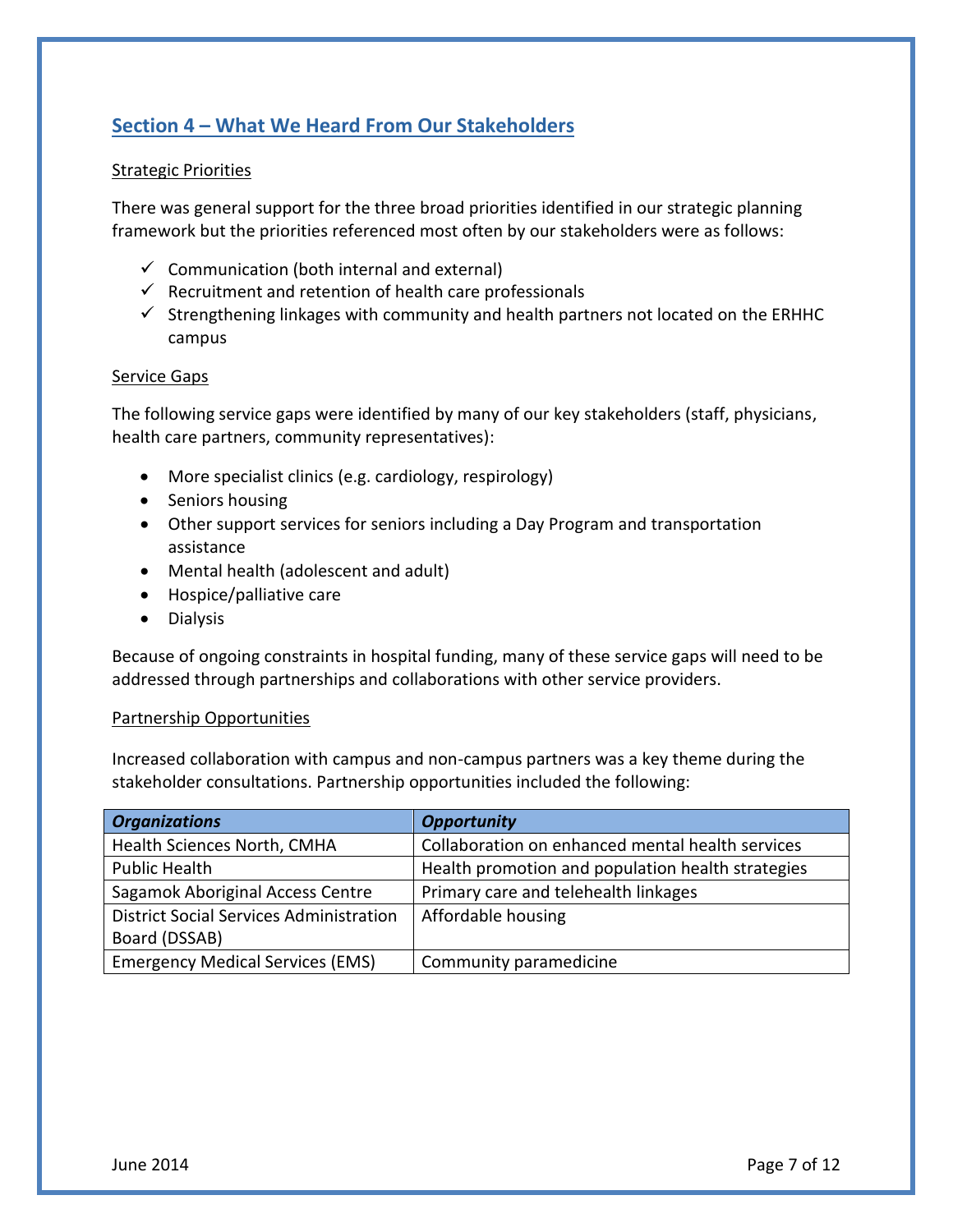## Section 4 – What We Heard From Our Stakeholders

Strategic Priorities

There was general support for the three broad priorities identified in our strategic planning framework but the priorities referenced most often by our stakeholders were as follows:

- ✓ Communication (both internal and external)
- ✓ Recruitment and retention of health care professionals
- ✓ Strengthening linkages with community and health partners not located on the ERHHC campus

Service Gaps

The following service gaps were identified by many of our key stakeholders (staff, physicians, health care partners, community representatives):

- More specialist clinics (e.g. cardiology, respirology)
- Seniors housing
- Other support services for seniors including a Day Program and transportation assistance
- Mental health (adolescent and adult)
- Hospice/palliative care
- Dialysis

Because of ongoing constraints in hospital funding, many of these service gaps will need to be addressed through partnerships and collaborations with other service providers.

Partnership Opportunities

Increased collaboration with campus and non-campus partners was a key theme during the stakeholder consultations. Partnership opportunities included the following:

| ***Organizations*** | ***Opportunity*** |
|---|---|
| Health Sciences North, CMHA | Collaboration on enhanced mental health services |
| Public Health | Health promotion and population health strategies |
| Sagamok Aboriginal Access Centre | Primary care and telehealth linkages |
| District Social Services Administration Board (DSSAB) | Affordable housing |
| Emergency Medical Services (EMS) | Community paramedicine |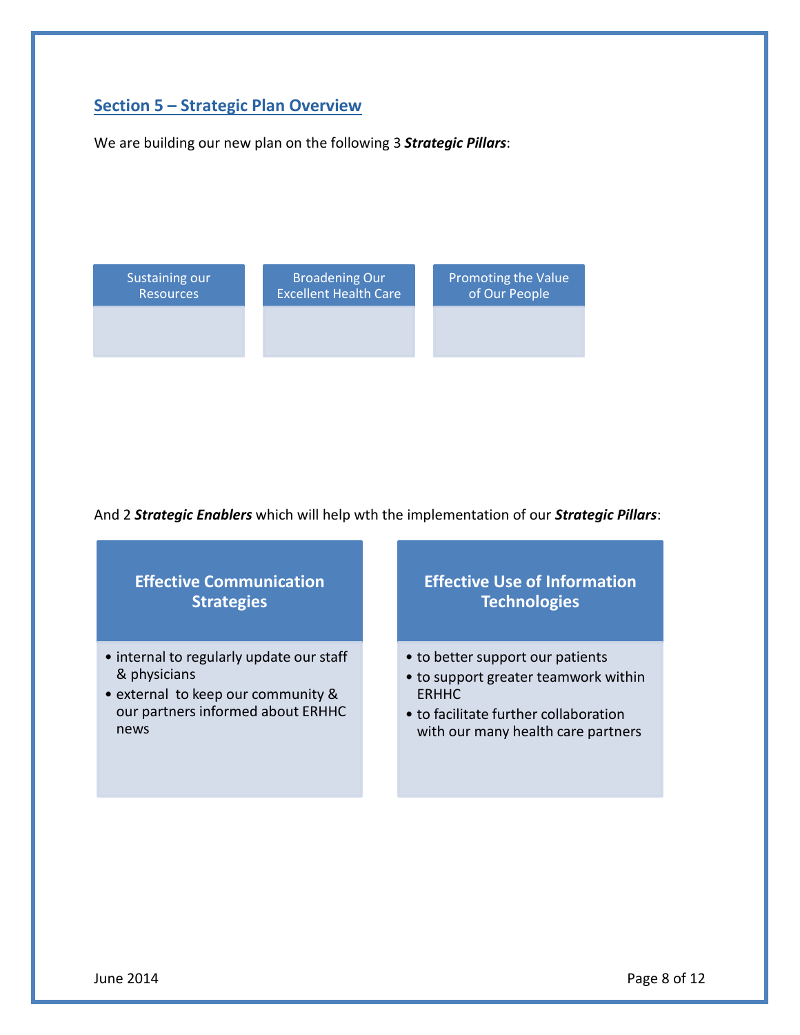## Section 5 – Strategic Plan Overview

We are building our new plan on the following 3 ***Strategic Pillars***:

**Sustaining our Resources**

**Broadening Our Excellent Health Care**

**Promoting the Value of Our People**

And 2 ***Strategic Enablers*** which will help wth the implementation of our ***Strategic Pillars***:

**Effective Communication Strategies**

- internal to regularly update our staff & physicians
- external to keep our community & our partners informed about ERHHC news

**Effective Use of Information Technologies**

- to better support our patients
- to support greater teamwork within ERHHC
- to facilitate further collaboration with our many health care partners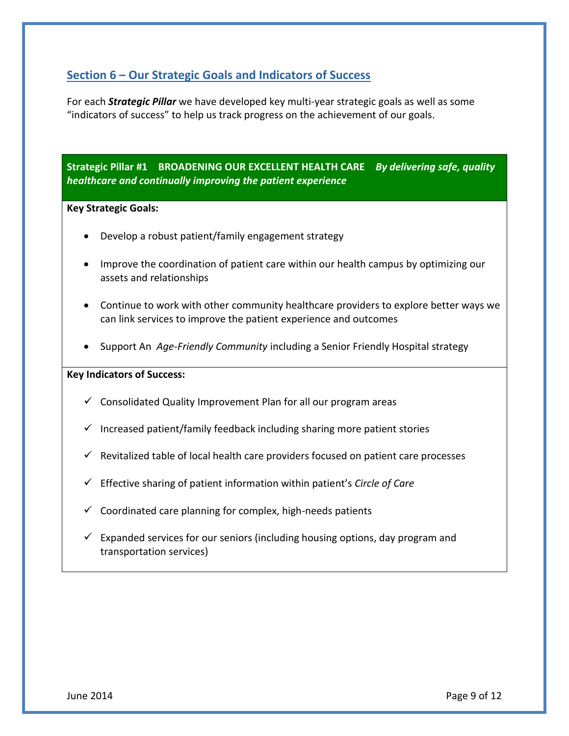## Section 6 – Our Strategic Goals and Indicators of Success

For each ***Strategic Pillar*** we have developed key multi-year strategic goals as well as some "indicators of success" to help us track progress on the achievement of our goals.

**Strategic Pillar #1 BROADENING OUR EXCELLENT HEALTH CARE** ***By delivering safe, quality healthcare and continually improving the patient experience***

**Key Strategic Goals:**

- Develop a robust patient/family engagement strategy
- Improve the coordination of patient care within our health campus by optimizing our assets and relationships
- Continue to work with other community healthcare providers to explore better ways we can link services to improve the patient experience and outcomes
- Support An *Age-Friendly Community* including a Senior Friendly Hospital strategy

**Key Indicators of Success:**

- ✓ Consolidated Quality Improvement Plan for all our program areas
- ✓ Increased patient/family feedback including sharing more patient stories
- ✓ Revitalized table of local health care providers focused on patient care processes
- ✓ Effective sharing of patient information within patient's *Circle of Care*
- ✓ Coordinated care planning for complex, high-needs patients
- ✓ Expanded services for our seniors (including housing options, day program and transportation services)

June 2014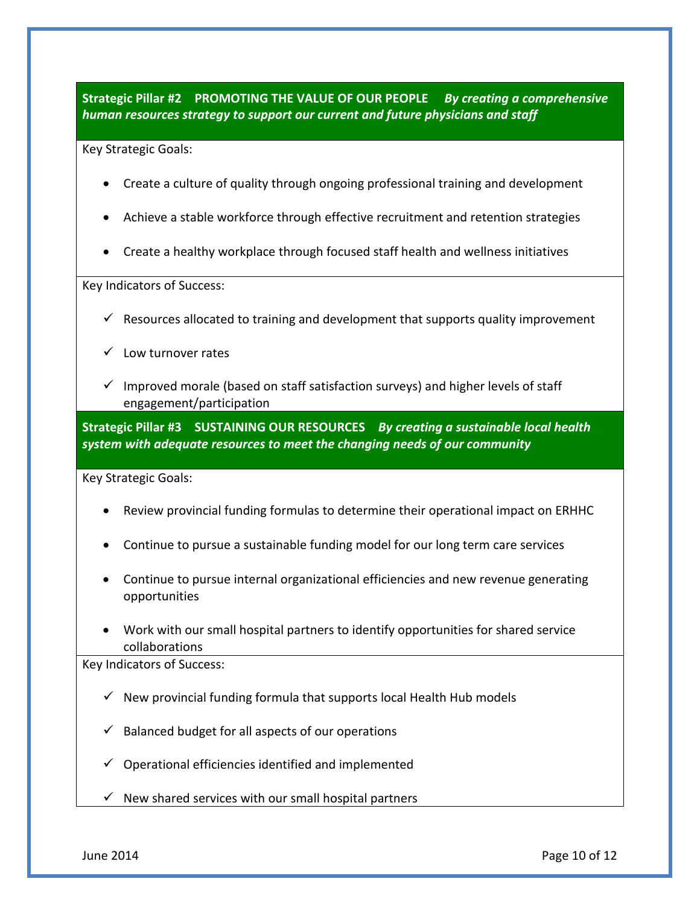## Strategic Pillar #2 PROMOTING THE VALUE OF OUR PEOPLE *By creating a comprehensive human resources strategy to support our current and future physicians and staff*

Key Strategic Goals:

- Create a culture of quality through ongoing professional training and development
- Achieve a stable workforce through effective recruitment and retention strategies
- Create a healthy workplace through focused staff health and wellness initiatives

Key Indicators of Success:

- ✓ Resources allocated to training and development that supports quality improvement
- ✓ Low turnover rates
- ✓ Improved morale (based on staff satisfaction surveys) and higher levels of staff engagement/participation

## Strategic Pillar #3 SUSTAINING OUR RESOURCES *By creating a sustainable local health system with adequate resources to meet the changing needs of our community*

Key Strategic Goals:

- Review provincial funding formulas to determine their operational impact on ERHHC
- Continue to pursue a sustainable funding model for our long term care services
- Continue to pursue internal organizational efficiencies and new revenue generating opportunities
- Work with our small hospital partners to identify opportunities for shared service collaborations

Key Indicators of Success:

- ✓ New provincial funding formula that supports local Health Hub models
- ✓ Balanced budget for all aspects of our operations
- ✓ Operational efficiencies identified and implemented
- ✓ New shared services with our small hospital partners

June 2014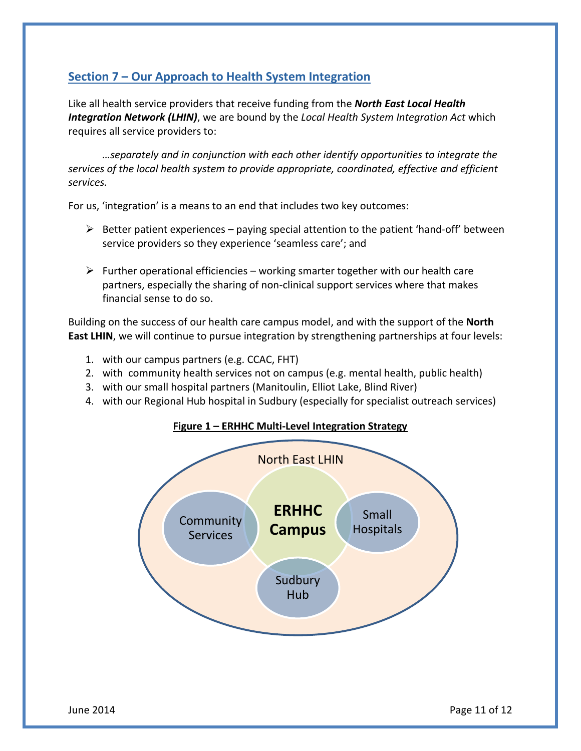## Section 7 – Our Approach to Health System Integration

Like all health service providers that receive funding from the ***North East Local Health Integration Network (LHIN)***, we are bound by the *Local Health System Integration Act* which requires all service providers to:

> *…separately and in conjunction with each other identify opportunities to integrate the services of the local health system to provide appropriate, coordinated, effective and efficient services.*

For us, 'integration' is a means to an end that includes two key outcomes:

- Better patient experiences – paying special attention to the patient 'hand-off' between service providers so they experience 'seamless care'; and
- Further operational efficiencies – working smarter together with our health care partners, especially the sharing of non-clinical support services where that makes financial sense to do so.

Building on the success of our health care campus model, and with the support of the **North East LHIN**, we will continue to pursue integration by strengthening partnerships at four levels:

1. with our campus partners (e.g. CCAC, FHT)
2. with community health services not on campus (e.g. mental health, public health)
3. with our small hospital partners (Manitoulin, Elliot Lake, Blind River)
4. with our Regional Hub hospital in Sudbury (especially for specialist outreach services)

**Figure 1 – ERHHC Multi-Level Integration Strategy**

North East LHIN

Community Services

**ERHHC Campus**

Small Hospitals

Sudbury Hub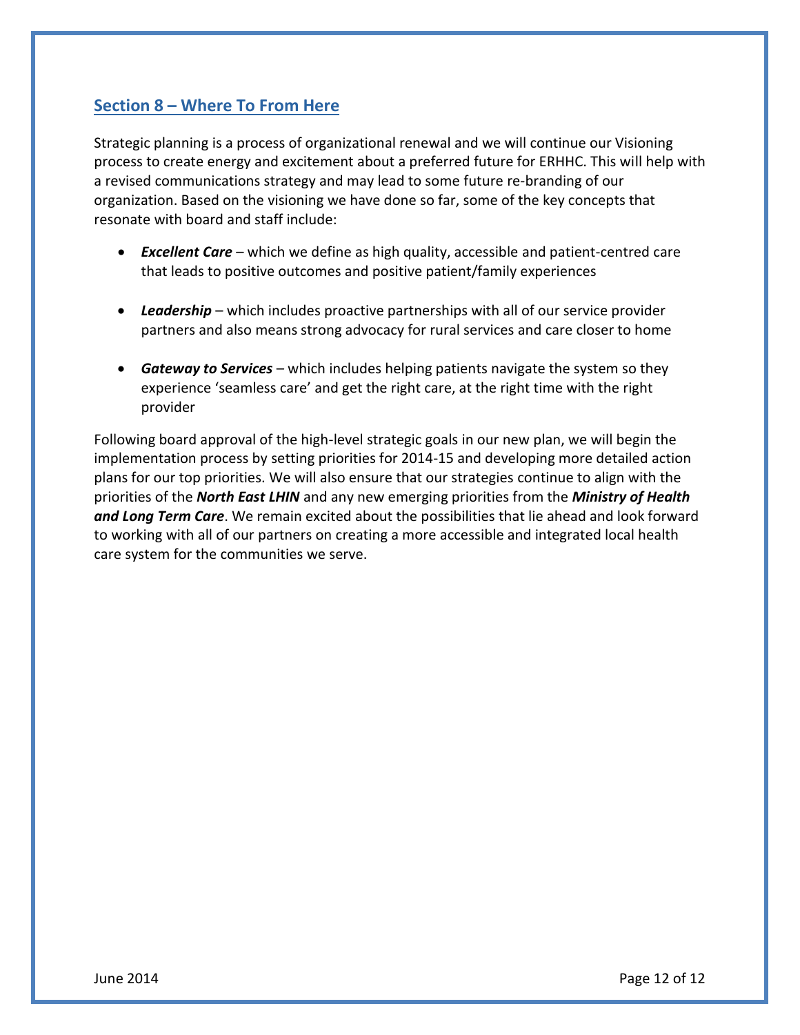## Section 8 – Where To From Here

Strategic planning is a process of organizational renewal and we will continue our Visioning process to create energy and excitement about a preferred future for ERHHC. This will help with a revised communications strategy and may lead to some future re-branding of our organization. Based on the visioning we have done so far, some of the key concepts that resonate with board and staff include:

- ***Excellent Care*** – which we define as high quality, accessible and patient-centred care that leads to positive outcomes and positive patient/family experiences

- ***Leadership*** – which includes proactive partnerships with all of our service provider partners and also means strong advocacy for rural services and care closer to home

- ***Gateway to Services*** – which includes helping patients navigate the system so they experience 'seamless care' and get the right care, at the right time with the right provider

Following board approval of the high-level strategic goals in our new plan, we will begin the implementation process by setting priorities for 2014-15 and developing more detailed action plans for our top priorities. We will also ensure that our strategies continue to align with the priorities of the ***North East LHIN*** and any new emerging priorities from the ***Ministry of Health and Long Term Care***. We remain excited about the possibilities that lie ahead and look forward to working with all of our partners on creating a more accessible and integrated local health care system for the communities we serve.